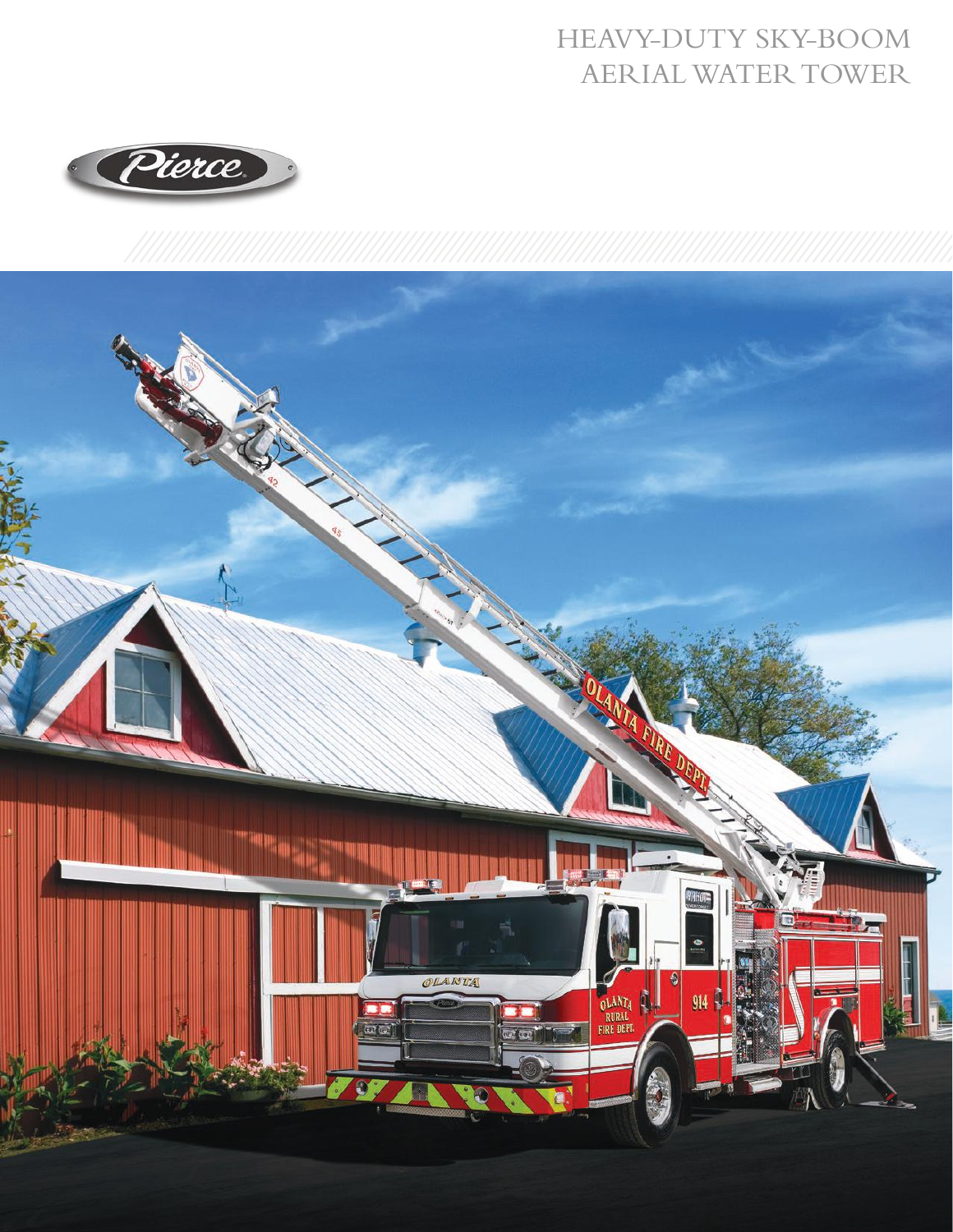# HEAVY-DUTY SKY-BOOM AERIAL WATER TOWER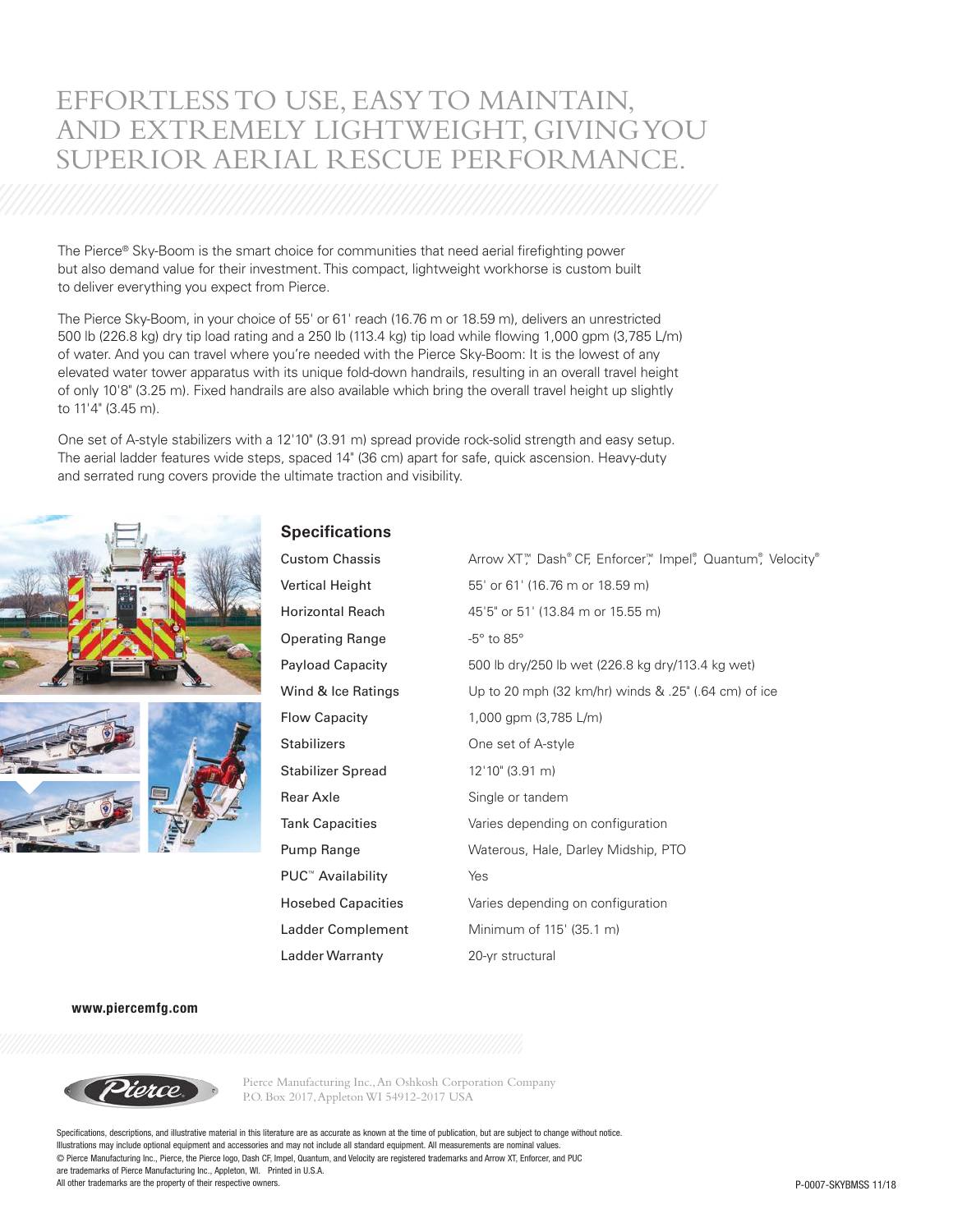# EFFORTLESS TO USE, EASY TO MAINTAIN, AND EXTREMELY LIGHTWEIGHT, GIVING YOU SUPERIOR AERIAL RESCUE PERFORMANCE.

The Pierce® Sky-Boom is the smart choice for communities that need aerial firefighting power but also demand value for their investment. This compact, lightweight workhorse is custom built to deliver everything you expect from Pierce.

The Pierce Sky-Boom, in your choice of 55' or 61' reach (16.76 m or 18.59 m), delivers an unrestricted 500 lb (226.8 kg) dry tip load rating and a 250 lb (113.4 kg) tip load while flowing 1,000 gpm (3,785 L/m) of water. And you can travel where you're needed with the Pierce Sky-Boom: It is the lowest of any elevated water tower apparatus with its unique fold-down handrails, resulting in an overall travel height of only 10'8" (3.25 m). Fixed handrails are also available which bring the overall travel height up slightly to 11'4" (3.45 m).

One set of A-style stabilizers with a 12'10" (3.91 m) spread provide rock-solid strength and easy setup. The aerial ladder features wide steps, spaced 14" (36 cm) apart for safe, quick ascension. Heavy-duty and serrated rung covers provide the ultimate traction and visibility.

## Specifications

| | |
|---|---|
| Custom Chassis | Arrow XT™, Dash® CF, Enforcer™, Impel®, Quantum®, Velocity® |
| Vertical Height | 55' or 61' (16.76 m or 18.59 m) |
| Horizontal Reach | 45'5" or 51' (13.84 m or 15.55 m) |
| Operating Range | -5° to 85° |
| Payload Capacity | 500 lb dry/250 lb wet (226.8 kg dry/113.4 kg wet) |
| Wind & Ice Ratings | Up to 20 mph (32 km/hr) winds & .25" (.64 cm) of ice |
| Flow Capacity | 1,000 gpm (3,785 L/m) |
| Stabilizers | One set of A-style |
| Stabilizer Spread | 12'10" (3.91 m) |
| Rear Axle | Single or tandem |
| Tank Capacities | Varies depending on configuration |
| Pump Range | Waterous, Hale, Darley Midship, PTO |
| PUC™ Availability | Yes |
| Hosebed Capacities | Varies depending on configuration |
| Ladder Complement | Minimum of 115' (35.1 m) |
| Ladder Warranty | 20-yr structural |

**www.piercemfg.com**

Pierce Manufacturing Inc., An Oshkosh Corporation Company
P.O. Box 2017, Appleton WI 54912-2017 USA

Specifications, descriptions, and illustrative material in this literature are as accurate as known at the time of publication, but are subject to change without notice. Illustrations may include optional equipment and accessories and may not include all standard equipment. All measurements are nominal values.
© Pierce Manufacturing Inc., Pierce, the Pierce logo, Dash CF, Impel, Quantum, and Velocity are registered trademarks and Arrow XT, Enforcer, and PUC are trademarks of Pierce Manufacturing Inc., Appleton, WI. Printed in U.S.A.
All other trademarks are the property of their respective owners.

P-0007-SKYBMSS 11/18